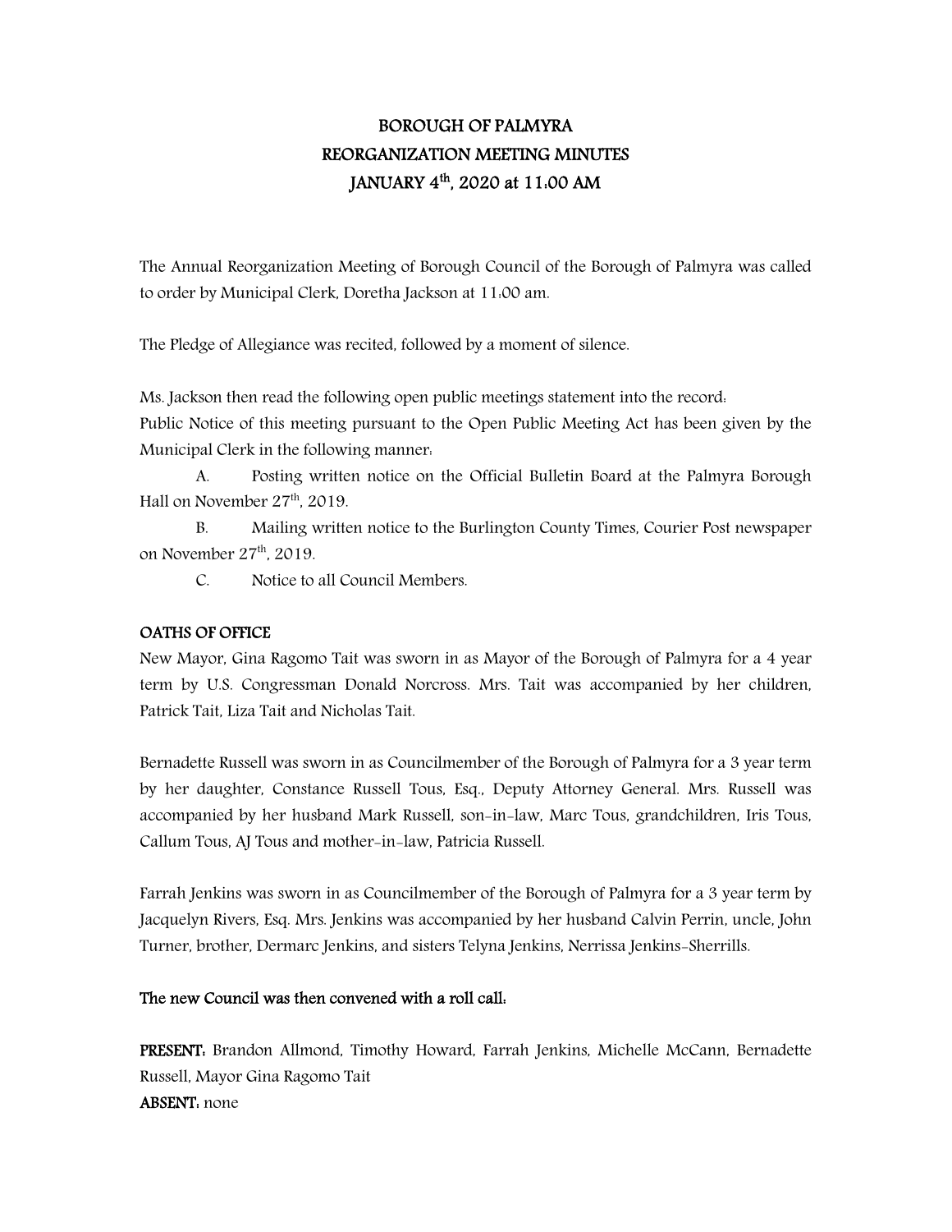# BOROUGH OF PALMYRA
# REORGANIZATION MEETING MINUTES
# JANUARY 4th, 2020 at 11:00 AM

The Annual Reorganization Meeting of Borough Council of the Borough of Palmyra was called to order by Municipal Clerk, Doretha Jackson at 11:00 am.

The Pledge of Allegiance was recited, followed by a moment of silence.

Ms. Jackson then read the following open public meetings statement into the record:
Public Notice of this meeting pursuant to the Open Public Meeting Act has been given by the Municipal Clerk in the following manner:

A. Posting written notice on the Official Bulletin Board at the Palmyra Borough Hall on November 27th, 2019.

B. Mailing written notice to the Burlington County Times, Courier Post newspaper on November 27th, 2019.

C. Notice to all Council Members.

**OATHS OF OFFICE**

New Mayor, Gina Ragomo Tait was sworn in as Mayor of the Borough of Palmyra for a 4 year term by U.S. Congressman Donald Norcross. Mrs. Tait was accompanied by her children, Patrick Tait, Liza Tait and Nicholas Tait.

Bernadette Russell was sworn in as Councilmember of the Borough of Palmyra for a 3 year term by her daughter, Constance Russell Tous, Esq., Deputy Attorney General. Mrs. Russell was accompanied by her husband Mark Russell, son-in-law, Marc Tous, grandchildren, Iris Tous, Callum Tous, AJ Tous and mother-in-law, Patricia Russell.

Farrah Jenkins was sworn in as Councilmember of the Borough of Palmyra for a 3 year term by Jacquelyn Rivers, Esq. Mrs. Jenkins was accompanied by her husband Calvin Perrin, uncle, John Turner, brother, Dermarc Jenkins, and sisters Telyna Jenkins, Nerrissa Jenkins-Sherrills.

**The new Council was then convened with a roll call:**

**PRESENT:** Brandon Allmond, Timothy Howard, Farrah Jenkins, Michelle McCann, Bernadette Russell, Mayor Gina Ragomo Tait
**ABSENT:** none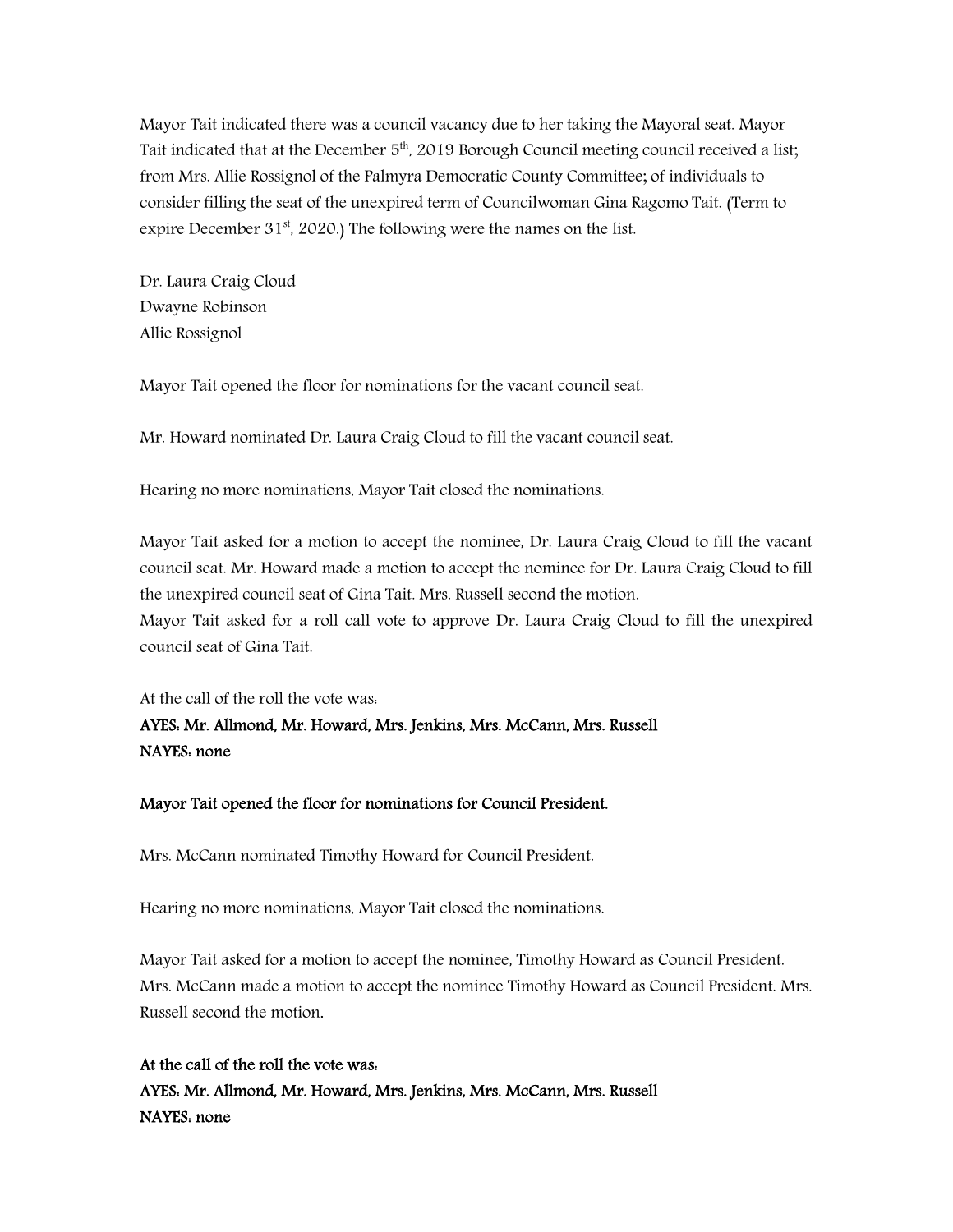Mayor Tait indicated there was a council vacancy due to her taking the Mayoral seat. Mayor Tait indicated that at the December 5th, 2019 Borough Council meeting council received a list; from Mrs. Allie Rossignol of the Palmyra Democratic County Committee; of individuals to consider filling the seat of the unexpired term of Councilwoman Gina Ragomo Tait. (Term to expire December 31st, 2020.) The following were the names on the list.

Dr. Laura Craig Cloud
Dwayne Robinson
Allie Rossignol

Mayor Tait opened the floor for nominations for the vacant council seat.

Mr. Howard nominated Dr. Laura Craig Cloud to fill the vacant council seat.

Hearing no more nominations, Mayor Tait closed the nominations.

Mayor Tait asked for a motion to accept the nominee, Dr. Laura Craig Cloud to fill the vacant council seat. Mr. Howard made a motion to accept the nominee for Dr. Laura Craig Cloud to fill the unexpired council seat of Gina Tait. Mrs. Russell second the motion.
Mayor Tait asked for a roll call vote to approve Dr. Laura Craig Cloud to fill the unexpired council seat of Gina Tait.

At the call of the roll the vote was:
**AYES: Mr. Allmond, Mr. Howard, Mrs. Jenkins, Mrs. McCann, Mrs. Russell**
**NAYES: none**

**Mayor Tait opened the floor for nominations for Council President.**

Mrs. McCann nominated Timothy Howard for Council President.

Hearing no more nominations, Mayor Tait closed the nominations.

Mayor Tait asked for a motion to accept the nominee, Timothy Howard as Council President. Mrs. McCann made a motion to accept the nominee Timothy Howard as Council President. Mrs. Russell second the motion.

**At the call of the roll the vote was:**
**AYES: Mr. Allmond, Mr. Howard, Mrs. Jenkins, Mrs. McCann, Mrs. Russell**
**NAYES: none**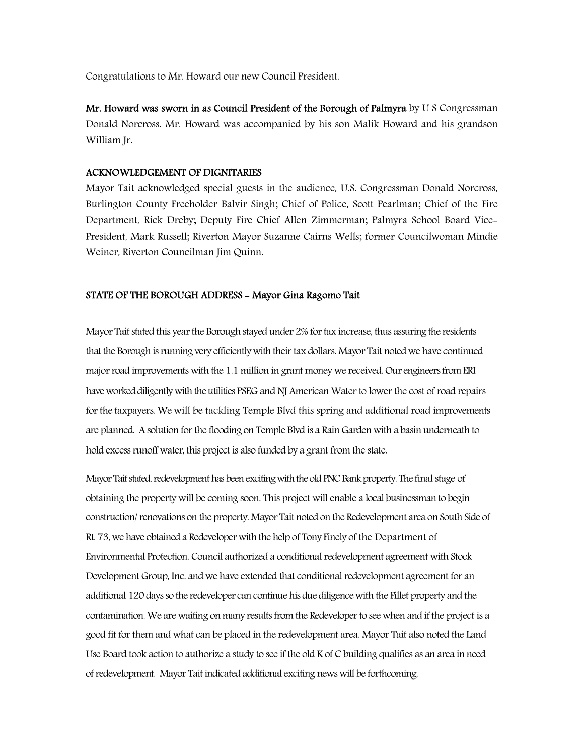Congratulations to Mr. Howard our new Council President.

**Mr. Howard was sworn in as Council President of the Borough of Palmyra** by U S Congressman Donald Norcross. Mr. Howard was accompanied by his son Malik Howard and his grandson William Jr.

**ACKNOWLEDGEMENT OF DIGNITARIES**

Mayor Tait acknowledged special guests in the audience, U.S. Congressman Donald Norcross, Burlington County Freeholder Balvir Singh; Chief of Police, Scott Pearlman; Chief of the Fire Department, Rick Dreby; Deputy Fire Chief Allen Zimmerman; Palmyra School Board Vice-President, Mark Russell; Riverton Mayor Suzanne Cairns Wells; former Councilwoman Mindie Weiner, Riverton Councilman Jim Quinn.

**STATE OF THE BOROUGH ADDRESS - Mayor Gina Ragomo Tait**

Mayor Tait stated this year the Borough stayed under 2% for tax increase, thus assuring the residents that the Borough is running very efficiently with their tax dollars. Mayor Tait noted we have continued major road improvements with the 1.1 million in grant money we received. Our engineers from ERI have worked diligently with the utilities PSEG and NJ American Water to lower the cost of road repairs for the taxpayers. We will be tackling Temple Blvd this spring and additional road improvements are planned. A solution for the flooding on Temple Blvd is a Rain Garden with a basin underneath to hold excess runoff water, this project is also funded by a grant from the state.

Mayor Tait stated, redevelopment has been exciting with the old PNC Bank property. The final stage of obtaining the property will be coming soon. This project will enable a local businessman to begin construction/ renovations on the property. Mayor Tait noted on the Redevelopment area on South Side of Rt. 73, we have obtained a Redeveloper with the help of Tony Finely of the Department of Environmental Protection. Council authorized a conditional redevelopment agreement with Stock Development Group, Inc. and we have extended that conditional redevelopment agreement for an additional 120 days so the redeveloper can continue his due diligence with the Fillet property and the contamination. We are waiting on many results from the Redeveloper to see when and if the project is a good fit for them and what can be placed in the redevelopment area. Mayor Tait also noted the Land Use Board took action to authorize a study to see if the old K of C building qualifies as an area in need of redevelopment. Mayor Tait indicated additional exciting news will be forthcoming.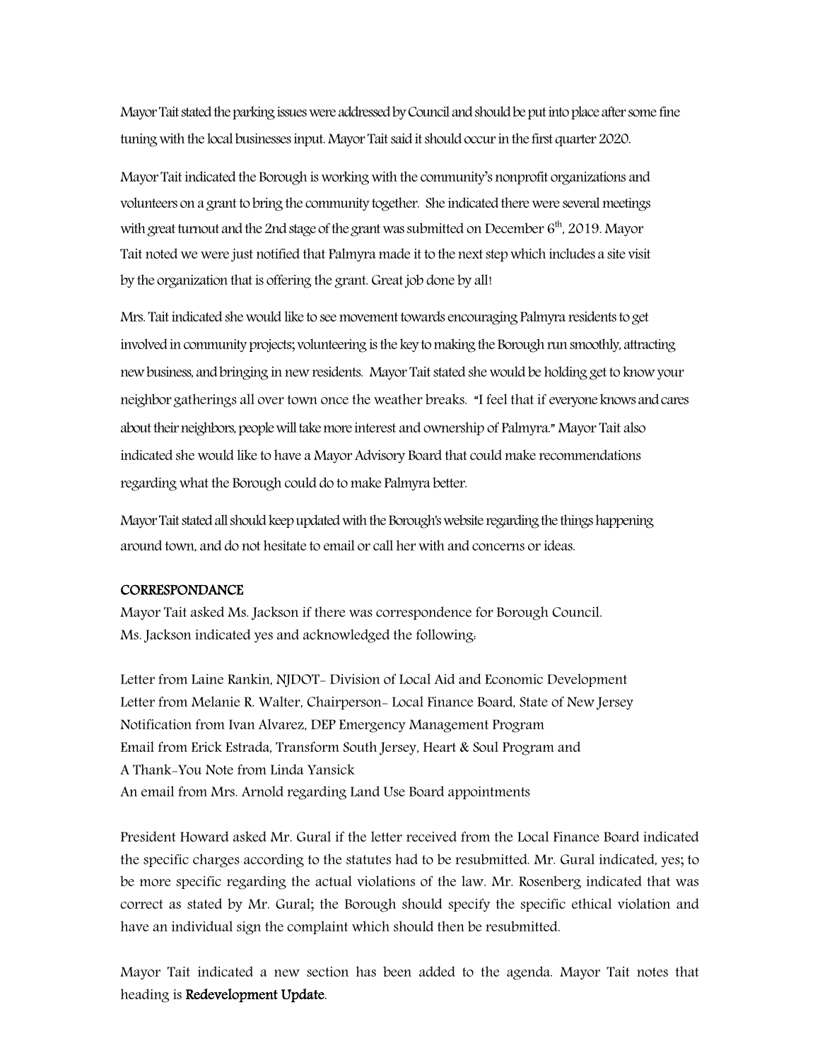Mayor Tait stated the parking issues were addressed by Council and should be put into place after some fine tuning with the local businesses input. Mayor Tait said it should occur in the first quarter 2020.

Mayor Tait indicated the Borough is working with the community's nonprofit organizations and volunteers on a grant to bring the community together. She indicated there were several meetings with great turnout and the 2nd stage of the grant was submitted on December 6th, 2019. Mayor Tait noted we were just notified that Palmyra made it to the next step which includes a site visit by the organization that is offering the grant. Great job done by all!

Mrs. Tait indicated she would like to see movement towards encouraging Palmyra residents to get involved in community projects; volunteering is the key to making the Borough run smoothly, attracting new business, and bringing in new residents. Mayor Tait stated she would be holding get to know your neighbor gatherings all over town once the weather breaks. "I feel that if everyone knows and cares about their neighbors, people will take more interest and ownership of Palmyra." Mayor Tait also indicated she would like to have a Mayor Advisory Board that could make recommendations regarding what the Borough could do to make Palmyra better.

Mayor Tait stated all should keep updated with the Borough's website regarding the things happening around town, and do not hesitate to email or call her with and concerns or ideas.

**CORRESPONDANCE**

Mayor Tait asked Ms. Jackson if there was correspondence for Borough Council.
Ms. Jackson indicated yes and acknowledged the following:

Letter from Laine Rankin, NJDOT- Division of Local Aid and Economic Development
Letter from Melanie R. Walter, Chairperson- Local Finance Board, State of New Jersey
Notification from Ivan Alvarez, DEP Emergency Management Program
Email from Erick Estrada, Transform South Jersey, Heart & Soul Program and
A Thank-You Note from Linda Yansick
An email from Mrs. Arnold regarding Land Use Board appointments

President Howard asked Mr. Gural if the letter received from the Local Finance Board indicated the specific charges according to the statutes had to be resubmitted. Mr. Gural indicated, yes; to be more specific regarding the actual violations of the law. Mr. Rosenberg indicated that was correct as stated by Mr. Gural; the Borough should specify the specific ethical violation and have an individual sign the complaint which should then be resubmitted.

Mayor Tait indicated a new section has been added to the agenda. Mayor Tait notes that heading is **Redevelopment Update**.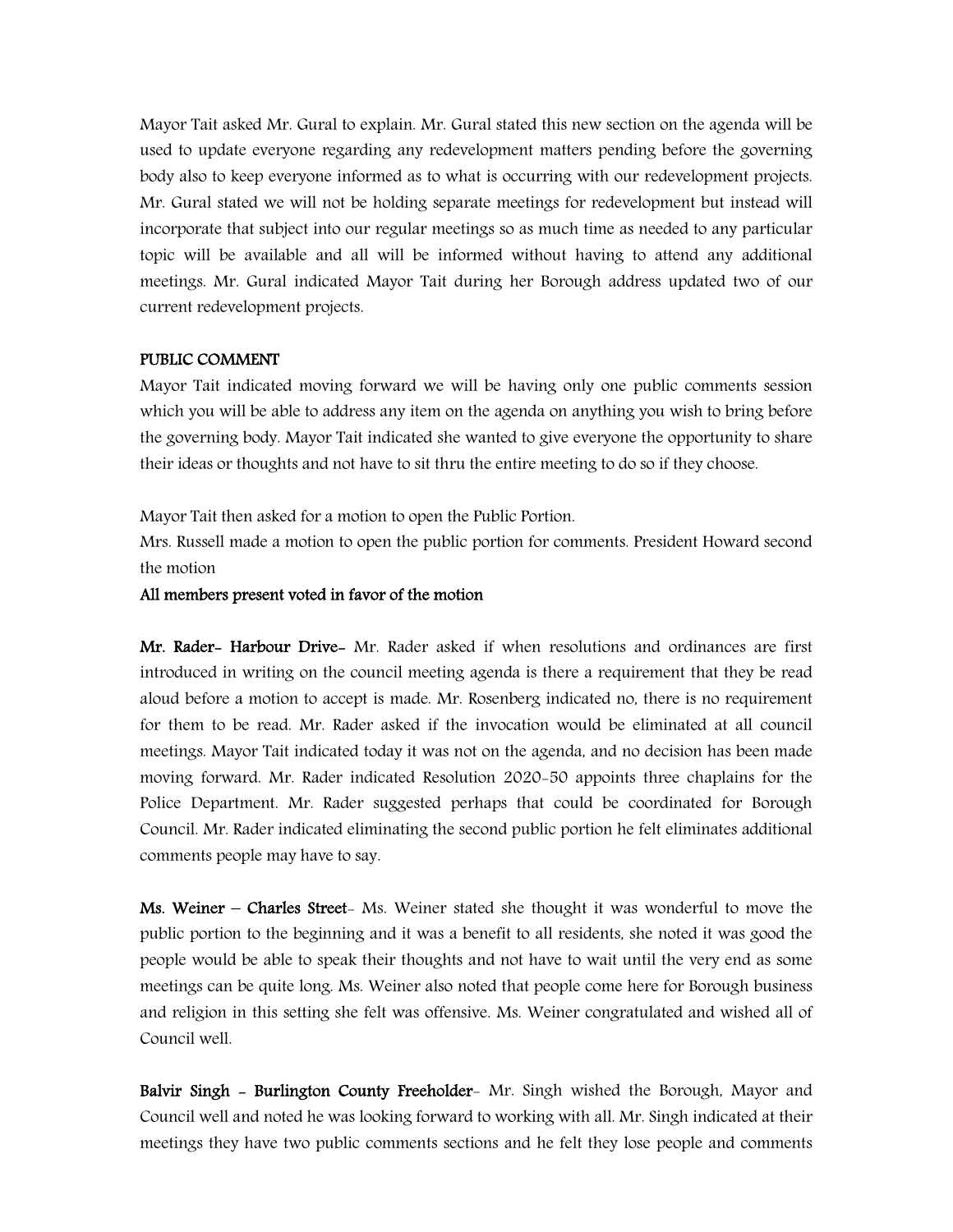Mayor Tait asked Mr. Gural to explain. Mr. Gural stated this new section on the agenda will be used to update everyone regarding any redevelopment matters pending before the governing body also to keep everyone informed as to what is occurring with our redevelopment projects. Mr. Gural stated we will not be holding separate meetings for redevelopment but instead will incorporate that subject into our regular meetings so as much time as needed to any particular topic will be available and all will be informed without having to attend any additional meetings. Mr. Gural indicated Mayor Tait during her Borough address updated two of our current redevelopment projects.

**PUBLIC COMMENT**

Mayor Tait indicated moving forward we will be having only one public comments session which you will be able to address any item on the agenda on anything you wish to bring before the governing body. Mayor Tait indicated she wanted to give everyone the opportunity to share their ideas or thoughts and not have to sit thru the entire meeting to do so if they choose.

Mayor Tait then asked for a motion to open the Public Portion.
Mrs. Russell made a motion to open the public portion for comments. President Howard second the motion

**All members present voted in favor of the motion**

**Mr. Rader- Harbour Drive-** Mr. Rader asked if when resolutions and ordinances are first introduced in writing on the council meeting agenda is there a requirement that they be read aloud before a motion to accept is made. Mr. Rosenberg indicated no, there is no requirement for them to be read. Mr. Rader asked if the invocation would be eliminated at all council meetings. Mayor Tait indicated today it was not on the agenda, and no decision has been made moving forward. Mr. Rader indicated Resolution 2020-50 appoints three chaplains for the Police Department. Mr. Rader suggested perhaps that could be coordinated for Borough Council. Mr. Rader indicated eliminating the second public portion he felt eliminates additional comments people may have to say.

**Ms. Weiner – Charles Street**- Ms. Weiner stated she thought it was wonderful to move the public portion to the beginning and it was a benefit to all residents, she noted it was good the people would be able to speak their thoughts and not have to wait until the very end as some meetings can be quite long. Ms. Weiner also noted that people come here for Borough business and religion in this setting she felt was offensive. Ms. Weiner congratulated and wished all of Council well.

**Balvir Singh - Burlington County Freeholder**- Mr. Singh wished the Borough, Mayor and Council well and noted he was looking forward to working with all. Mr. Singh indicated at their meetings they have two public comments sections and he felt they lose people and comments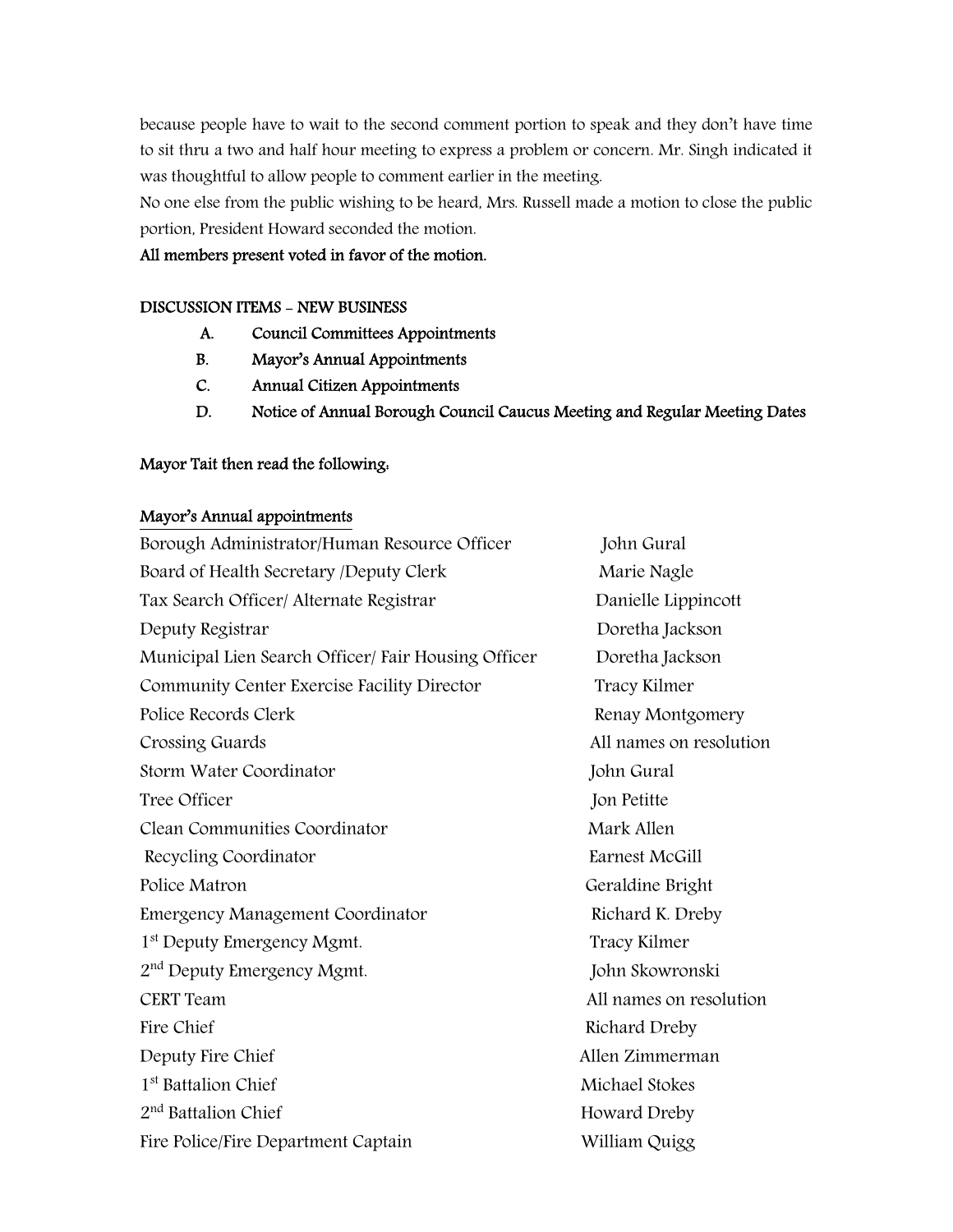because people have to wait to the second comment portion to speak and they don't have time to sit thru a two and half hour meeting to express a problem or concern. Mr. Singh indicated it was thoughtful to allow people to comment earlier in the meeting.

No one else from the public wishing to be heard, Mrs. Russell made a motion to close the public portion, President Howard seconded the motion.

**All members present voted in favor of the motion.**

**DISCUSSION ITEMS – NEW BUSINESS**

- **A. Council Committees Appointments**
- **B. Mayor's Annual Appointments**
- **C. Annual Citizen Appointments**
- **D. Notice of Annual Borough Council Caucus Meeting and Regular Meeting Dates**

**Mayor Tait then read the following:**

**Mayor's Annual appointments**

| | |
|---|---|
| Borough Administrator/Human Resource Officer | John Gural |
| Board of Health Secretary /Deputy Clerk | Marie Nagle |
| Tax Search Officer/ Alternate Registrar | Danielle Lippincott |
| Deputy Registrar | Doretha Jackson |
| Municipal Lien Search Officer/ Fair Housing Officer | Doretha Jackson |
| Community Center Exercise Facility Director | Tracy Kilmer |
| Police Records Clerk | Renay Montgomery |
| Crossing Guards | All names on resolution |
| Storm Water Coordinator | John Gural |
| Tree Officer | Jon Petitte |
| Clean Communities Coordinator | Mark Allen |
| Recycling Coordinator | Earnest McGill |
| Police Matron | Geraldine Bright |
| Emergency Management Coordinator | Richard K. Dreby |
| 1st Deputy Emergency Mgmt. | Tracy Kilmer |
| 2nd Deputy Emergency Mgmt. | John Skowronski |
| CERT Team | All names on resolution |
| Fire Chief | Richard Dreby |
| Deputy Fire Chief | Allen Zimmerman |
| 1st Battalion Chief | Michael Stokes |
| 2nd Battalion Chief | Howard Dreby |
| Fire Police/Fire Department Captain | William Quigg |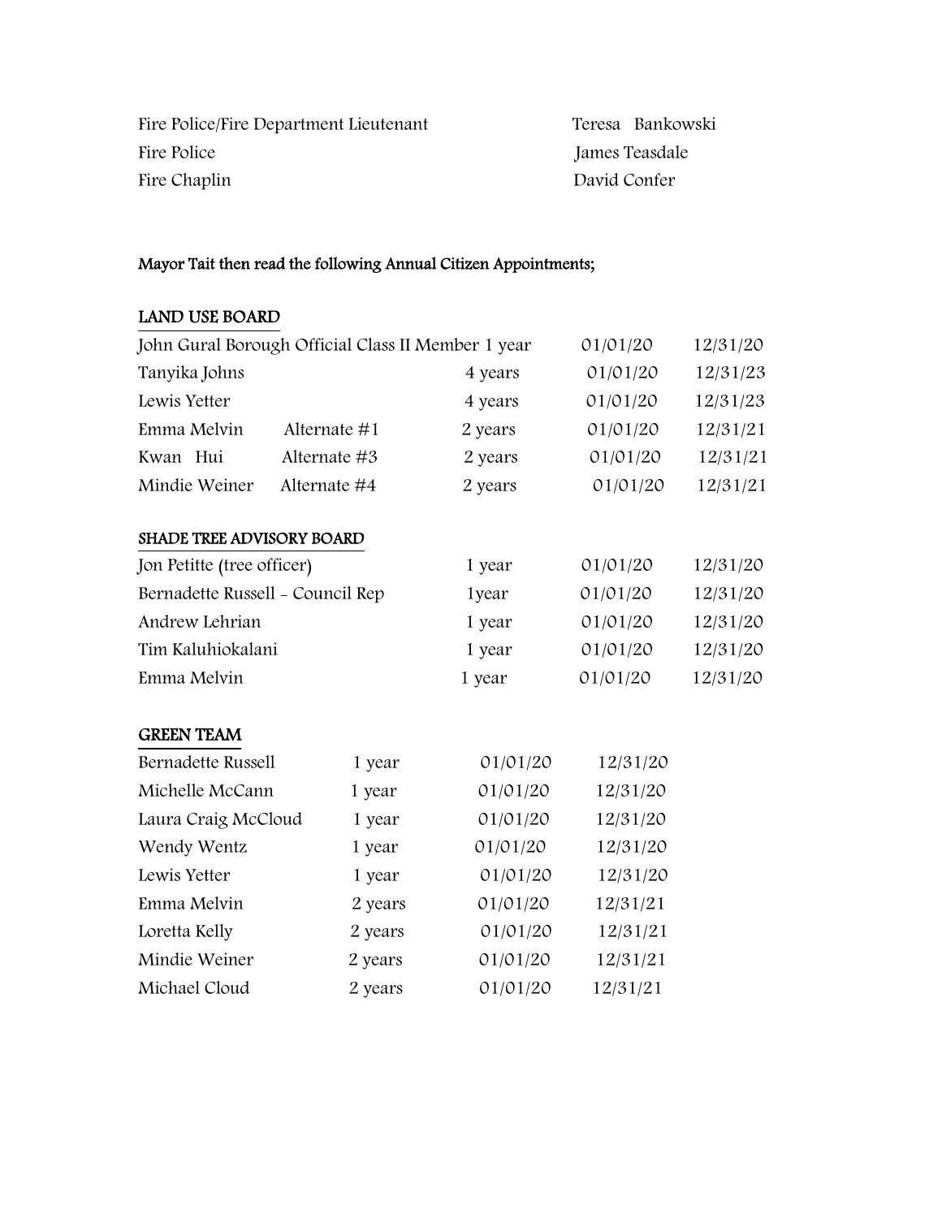| | |
|---|---|
| Fire Police/Fire Department Lieutenant | Teresa Bankowski |
| Fire Police | James Teasdale |
| Fire Chaplin | David Confer |

**Mayor Tait then read the following Annual Citizen Appointments;**

**LAND USE BOARD**

| | | | | |
|---|---|---|---|---|
| John Gural Borough Official Class II Member | | 1 year | 01/01/20 | 12/31/20 |
| Tanyika Johns | | 4 years | 01/01/20 | 12/31/23 |
| Lewis Yetter | | 4 years | 01/01/20 | 12/31/23 |
| Emma Melvin | Alternate #1 | 2 years | 01/01/20 | 12/31/21 |
| Kwan Hui | Alternate #3 | 2 years | 01/01/20 | 12/31/21 |
| Mindie Weiner | Alternate #4 | 2 years | 01/01/20 | 12/31/21 |

**SHADE TREE ADVISORY BOARD**

| | | | |
|---|---|---|---|
| Jon Petitte (tree officer) | 1 year | 01/01/20 | 12/31/20 |
| Bernadette Russell - Council Rep | 1year | 01/01/20 | 12/31/20 |
| Andrew Lehrian | 1 year | 01/01/20 | 12/31/20 |
| Tim Kaluhiokalani | 1 year | 01/01/20 | 12/31/20 |
| Emma Melvin | 1 year | 01/01/20 | 12/31/20 |

**GREEN TEAM**

| | | | |
|---|---|---|---|
| Bernadette Russell | 1 year | 01/01/20 | 12/31/20 |
| Michelle McCann | 1 year | 01/01/20 | 12/31/20 |
| Laura Craig McCloud | 1 year | 01/01/20 | 12/31/20 |
| Wendy Wentz | 1 year | 01/01/20 | 12/31/20 |
| Lewis Yetter | 1 year | 01/01/20 | 12/31/20 |
| Emma Melvin | 2 years | 01/01/20 | 12/31/21 |
| Loretta Kelly | 2 years | 01/01/20 | 12/31/21 |
| Mindie Weiner | 2 years | 01/01/20 | 12/31/21 |
| Michael Cloud | 2 years | 01/01/20 | 12/31/21 |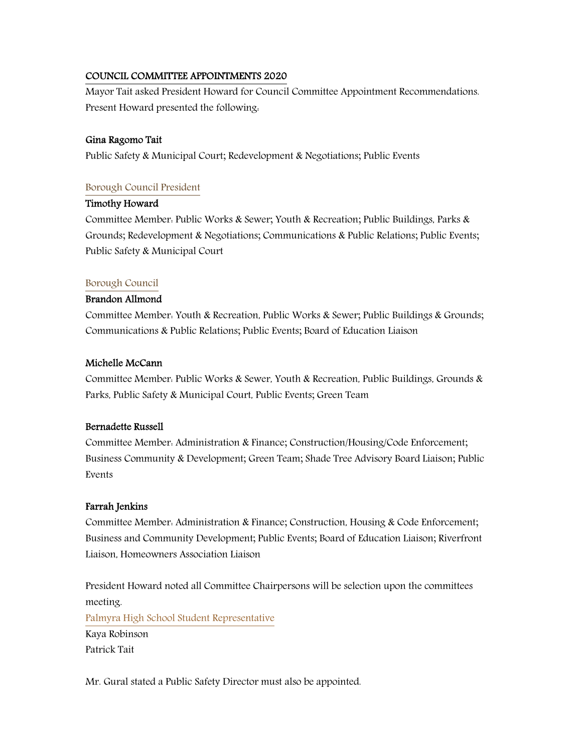## COUNCIL COMMITTEE APPOINTMENTS 2020

Mayor Tait asked President Howard for Council Committee Appointment Recommendations. Present Howard presented the following:

**Gina Ragomo Tait**

Public Safety & Municipal Court; Redevelopment & Negotiations; Public Events

Borough Council President

**Timothy Howard**

Committee Member: Public Works & Sewer; Youth & Recreation; Public Buildings, Parks & Grounds; Redevelopment & Negotiations; Communications & Public Relations; Public Events; Public Safety & Municipal Court

Borough Council

**Brandon Allmond**

Committee Member: Youth & Recreation, Public Works & Sewer; Public Buildings & Grounds; Communications & Public Relations; Public Events; Board of Education Liaison

**Michelle McCann**

Committee Member: Public Works & Sewer, Youth & Recreation, Public Buildings, Grounds & Parks, Public Safety & Municipal Court, Public Events; Green Team

**Bernadette Russell**

Committee Member: Administration & Finance; Construction/Housing/Code Enforcement; Business Community & Development; Green Team; Shade Tree Advisory Board Liaison; Public Events

**Farrah Jenkins**

Committee Member: Administration & Finance; Construction, Housing & Code Enforcement; Business and Community Development; Public Events; Board of Education Liaison; Riverfront Liaison, Homeowners Association Liaison

President Howard noted all Committee Chairpersons will be selection upon the committees meeting.

Palmyra High School Student Representative

Kaya Robinson
Patrick Tait

Mr. Gural stated a Public Safety Director must also be appointed.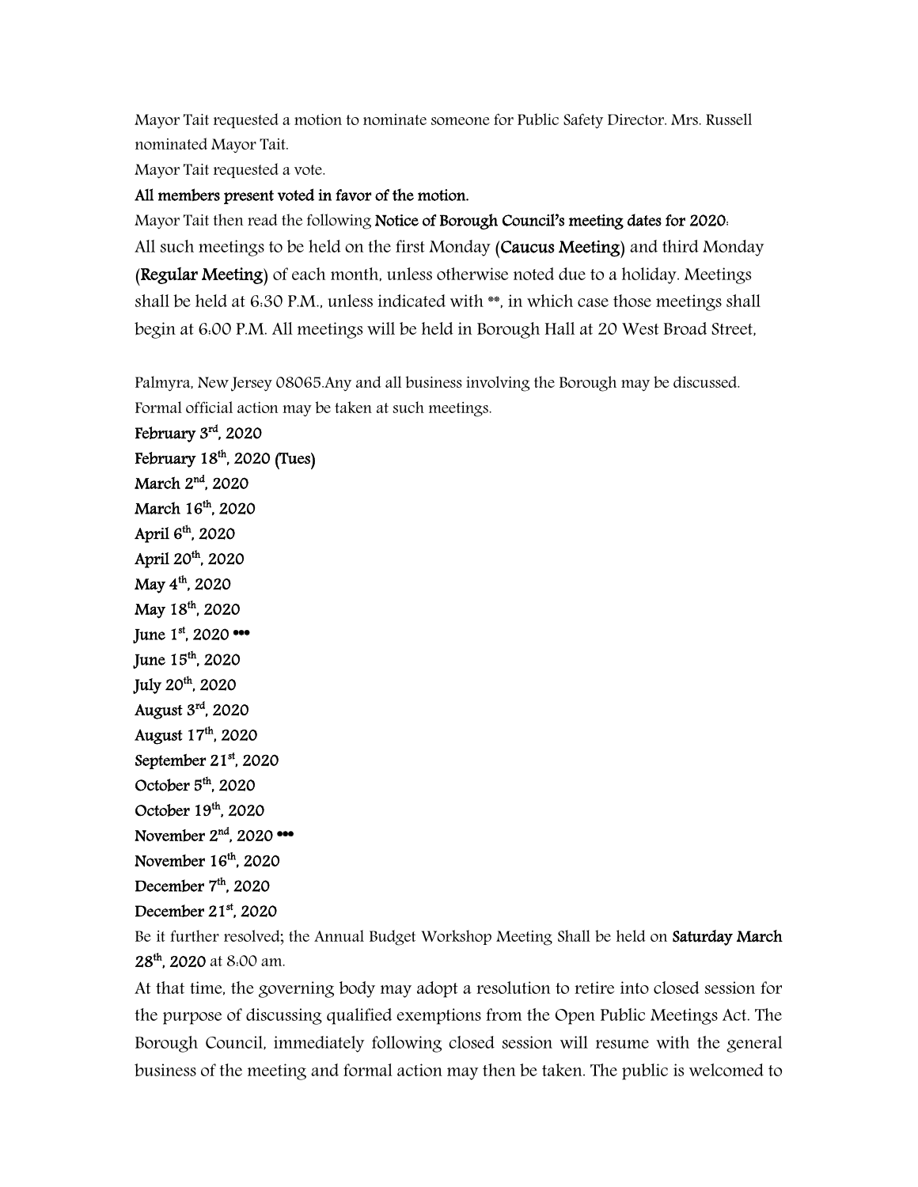Mayor Tait requested a motion to nominate someone for Public Safety Director. Mrs. Russell nominated Mayor Tait.

Mayor Tait requested a vote.

**All members present voted in favor of the motion.**

Mayor Tait then read the following **Notice of Borough Council's meeting dates for 2020:**

All such meetings to be held on the first Monday **(Caucus Meeting)** and third Monday **(Regular Meeting)** of each month, unless otherwise noted due to a holiday. Meetings shall be held at 6:30 P.M., unless indicated with **, in which case those meetings shall begin at 6:00 P.M. All meetings will be held in Borough Hall at 20 West Broad Street,

Palmyra, New Jersey 08065.Any and all business involving the Borough may be discussed. Formal official action may be taken at such meetings.

**February 3rd, 2020**
**February 18th, 2020 (Tues)**
**March 2nd, 2020**
**March 16th, 2020**
**April 6th, 2020**
**April 20th, 2020**
**May 4th, 2020**
**May 18th, 2020**
**June 1st, 2020 ***
**June 15th, 2020**
**July 20th, 2020**
**August 3rd, 2020**
**August 17th, 2020**
**September 21st, 2020**
**October 5th, 2020**
**October 19th, 2020**
**November 2nd, 2020 ***
**November 16th, 2020**
**December 7th, 2020**
**December 21st, 2020**

Be it further resolved; the Annual Budget Workshop Meeting Shall be held on **Saturday March 28th, 2020** at 8:00 am.

At that time, the governing body may adopt a resolution to retire into closed session for the purpose of discussing qualified exemptions from the Open Public Meetings Act. The Borough Council, immediately following closed session will resume with the general business of the meeting and formal action may then be taken. The public is welcomed to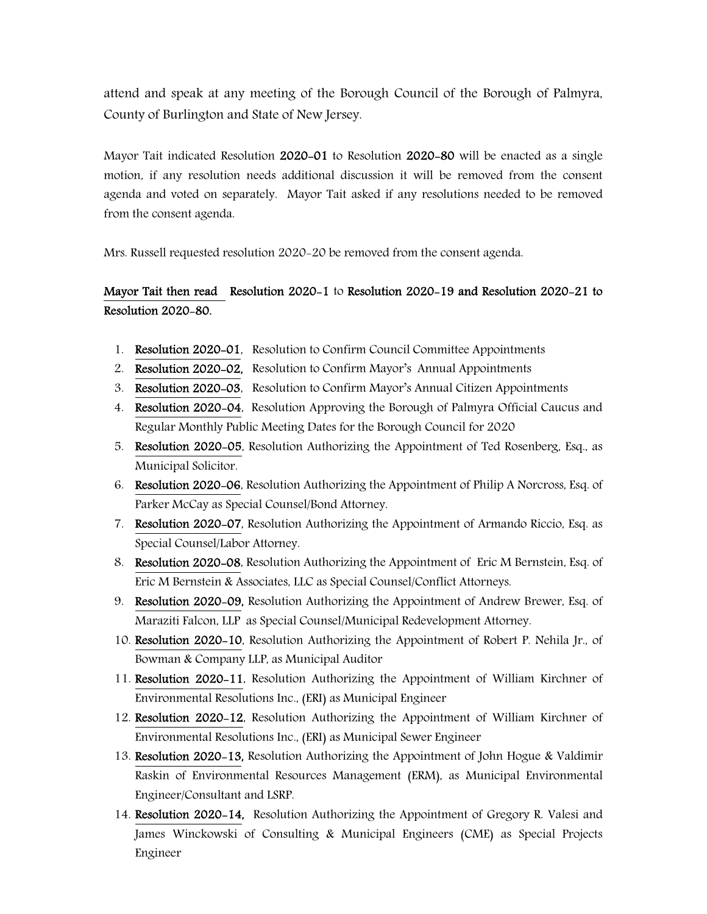attend and speak at any meeting of the Borough Council of the Borough of Palmyra, County of Burlington and State of New Jersey.

Mayor Tait indicated Resolution **2020-01** to Resolution **2020-80** will be enacted as a single motion, if any resolution needs additional discussion it will be removed from the consent agenda and voted on separately. Mayor Tait asked if any resolutions needed to be removed from the consent agenda.

Mrs. Russell requested resolution 2020-20 be removed from the consent agenda.

**Mayor Tait then read Resolution 2020-1 to Resolution 2020-19 and Resolution 2020-21 to Resolution 2020-80.**

1. **Resolution 2020-01**, Resolution to Confirm Council Committee Appointments
2. **Resolution 2020-02,** Resolution to Confirm Mayor's Annual Appointments
3. **Resolution 2020-03**, Resolution to Confirm Mayor's Annual Citizen Appointments
4. **Resolution 2020-04**, Resolution Approving the Borough of Palmyra Official Caucus and Regular Monthly Public Meeting Dates for the Borough Council for 2020
5. **Resolution 2020-05**, Resolution Authorizing the Appointment of Ted Rosenberg, Esq., as Municipal Solicitor.
6. **Resolution 2020-06**, Resolution Authorizing the Appointment of Philip A Norcross, Esq. of Parker McCay as Special Counsel/Bond Attorney.
7. **Resolution 2020-07**, Resolution Authorizing the Appointment of Armando Riccio, Esq. as Special Counsel/Labor Attorney.
8. **Resolution 2020-08**, Resolution Authorizing the Appointment of Eric M Bernstein, Esq. of Eric M Bernstein & Associates, LLC as Special Counsel/Conflict Attorneys.
9. **Resolution 2020-09,** Resolution Authorizing the Appointment of Andrew Brewer, Esq. of Maraziti Falcon, LLP as Special Counsel/Municipal Redevelopment Attorney.
10. **Resolution 2020-10**, Resolution Authorizing the Appointment of Robert P. Nehila Jr., of Bowman & Company LLP, as Municipal Auditor
11. **Resolution 2020-11**, Resolution Authorizing the Appointment of William Kirchner of Environmental Resolutions Inc., (ERI) as Municipal Engineer
12. **Resolution 2020-12**, Resolution Authorizing the Appointment of William Kirchner of Environmental Resolutions Inc., (ERI) as Municipal Sewer Engineer
13. **Resolution 2020-13,** Resolution Authorizing the Appointment of John Hogue & Valdimir Raskin of Environmental Resources Management (ERM), as Municipal Environmental Engineer/Consultant and LSRP.
14. **Resolution 2020-14,** Resolution Authorizing the Appointment of Gregory R. Valesi and James Winckowski of Consulting & Municipal Engineers (CME) as Special Projects Engineer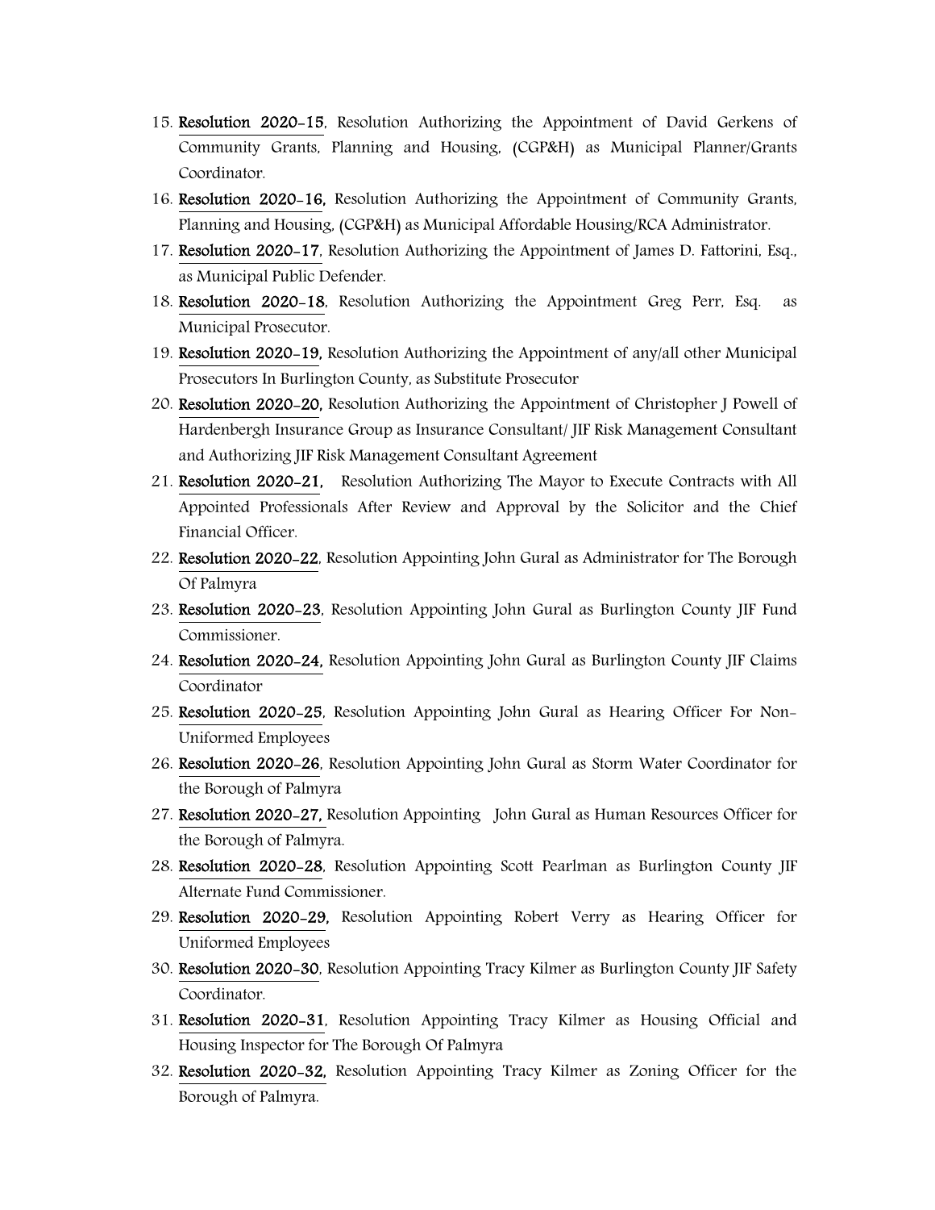15. **Resolution 2020-15**, Resolution Authorizing the Appointment of David Gerkens of Community Grants, Planning and Housing, (CGP&H) as Municipal Planner/Grants Coordinator.
16. **Resolution 2020-16,** Resolution Authorizing the Appointment of Community Grants, Planning and Housing, (CGP&H) as Municipal Affordable Housing/RCA Administrator.
17. **Resolution 2020-17**, Resolution Authorizing the Appointment of James D. Fattorini, Esq., as Municipal Public Defender.
18. **Resolution 2020-18**, Resolution Authorizing the Appointment Greg Perr, Esq. as Municipal Prosecutor.
19. **Resolution 2020-19,** Resolution Authorizing the Appointment of any/all other Municipal Prosecutors In Burlington County, as Substitute Prosecutor
20. **Resolution 2020-20,** Resolution Authorizing the Appointment of Christopher J Powell of Hardenbergh Insurance Group as Insurance Consultant/ JIF Risk Management Consultant and Authorizing JIF Risk Management Consultant Agreement
21. **Resolution 2020-21,** Resolution Authorizing The Mayor to Execute Contracts with All Appointed Professionals After Review and Approval by the Solicitor and the Chief Financial Officer.
22. **Resolution 2020-22**, Resolution Appointing John Gural as Administrator for The Borough Of Palmyra
23. **Resolution 2020-23**, Resolution Appointing John Gural as Burlington County JIF Fund Commissioner.
24. **Resolution 2020-24,** Resolution Appointing John Gural as Burlington County JIF Claims Coordinator
25. **Resolution 2020-25**, Resolution Appointing John Gural as Hearing Officer For Non-Uniformed Employees
26. **Resolution 2020-26**, Resolution Appointing John Gural as Storm Water Coordinator for the Borough of Palmyra
27. **Resolution 2020-27,** Resolution Appointing John Gural as Human Resources Officer for the Borough of Palmyra.
28. **Resolution 2020-28**, Resolution Appointing Scott Pearlman as Burlington County JIF Alternate Fund Commissioner.
29. **Resolution 2020-29,** Resolution Appointing Robert Verry as Hearing Officer for Uniformed Employees
30. **Resolution 2020-30**, Resolution Appointing Tracy Kilmer as Burlington County JIF Safety Coordinator.
31. **Resolution 2020-31**, Resolution Appointing Tracy Kilmer as Housing Official and Housing Inspector for The Borough Of Palmyra
32. **Resolution 2020-32,** Resolution Appointing Tracy Kilmer as Zoning Officer for the Borough of Palmyra.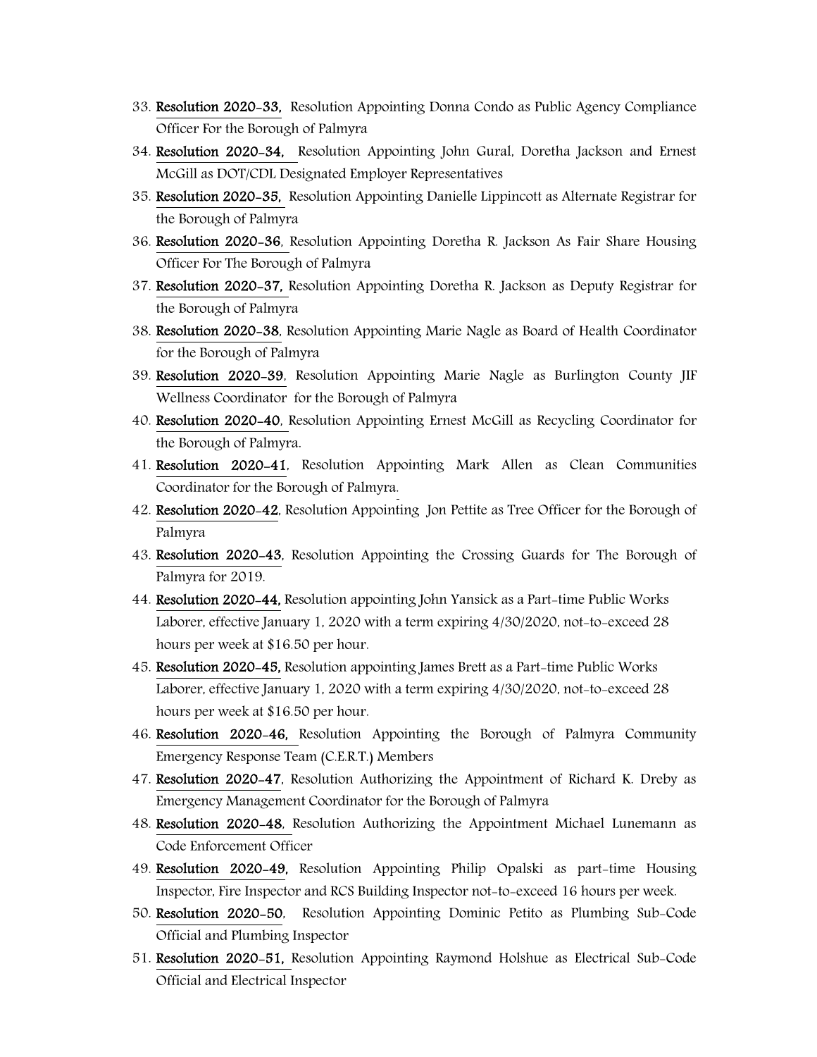33. **Resolution 2020-33,** Resolution Appointing Donna Condo as Public Agency Compliance Officer For the Borough of Palmyra
34. **Resolution 2020-34,** Resolution Appointing John Gural, Doretha Jackson and Ernest McGill as DOT/CDL Designated Employer Representatives
35. **Resolution 2020-35,** Resolution Appointing Danielle Lippincott as Alternate Registrar for the Borough of Palmyra
36. **Resolution 2020-36**, Resolution Appointing Doretha R. Jackson As Fair Share Housing Officer For The Borough of Palmyra
37. **Resolution 2020-37,** Resolution Appointing Doretha R. Jackson as Deputy Registrar for the Borough of Palmyra
38. **Resolution 2020-38**, Resolution Appointing Marie Nagle as Board of Health Coordinator for the Borough of Palmyra
39. **Resolution 2020-39**, Resolution Appointing Marie Nagle as Burlington County JIF Wellness Coordinator for the Borough of Palmyra
40. **Resolution 2020-40**, Resolution Appointing Ernest McGill as Recycling Coordinator for the Borough of Palmyra.
41. **Resolution 2020-41**, Resolution Appointing Mark Allen as Clean Communities Coordinator for the Borough of Palmyra.
42. **Resolution 2020-42**, Resolution Appointing Jon Pettite as Tree Officer for the Borough of Palmyra
43. **Resolution 2020-43**, Resolution Appointing the Crossing Guards for The Borough of Palmyra for 2019.
44. **Resolution 2020-44,** Resolution appointing John Yansick as a Part-time Public Works Laborer, effective January 1, 2020 with a term expiring 4/30/2020, not-to-exceed 28 hours per week at $16.50 per hour.
45. **Resolution 2020-45,** Resolution appointing James Brett as a Part-time Public Works Laborer, effective January 1, 2020 with a term expiring 4/30/2020, not-to-exceed 28 hours per week at $16.50 per hour.
46. **Resolution 2020-46,** Resolution Appointing the Borough of Palmyra Community Emergency Response Team (C.E.R.T.) Members
47. **Resolution 2020-47**, Resolution Authorizing the Appointment of Richard K. Dreby as Emergency Management Coordinator for the Borough of Palmyra
48. **Resolution 2020-48**, Resolution Authorizing the Appointment Michael Lunemann as Code Enforcement Officer
49. **Resolution 2020-49,** Resolution Appointing Philip Opalski as part-time Housing Inspector, Fire Inspector and RCS Building Inspector not-to-exceed 16 hours per week.
50. **Resolution 2020-50**, Resolution Appointing Dominic Petito as Plumbing Sub-Code Official and Plumbing Inspector
51. **Resolution 2020-51,** Resolution Appointing Raymond Holshue as Electrical Sub-Code Official and Electrical Inspector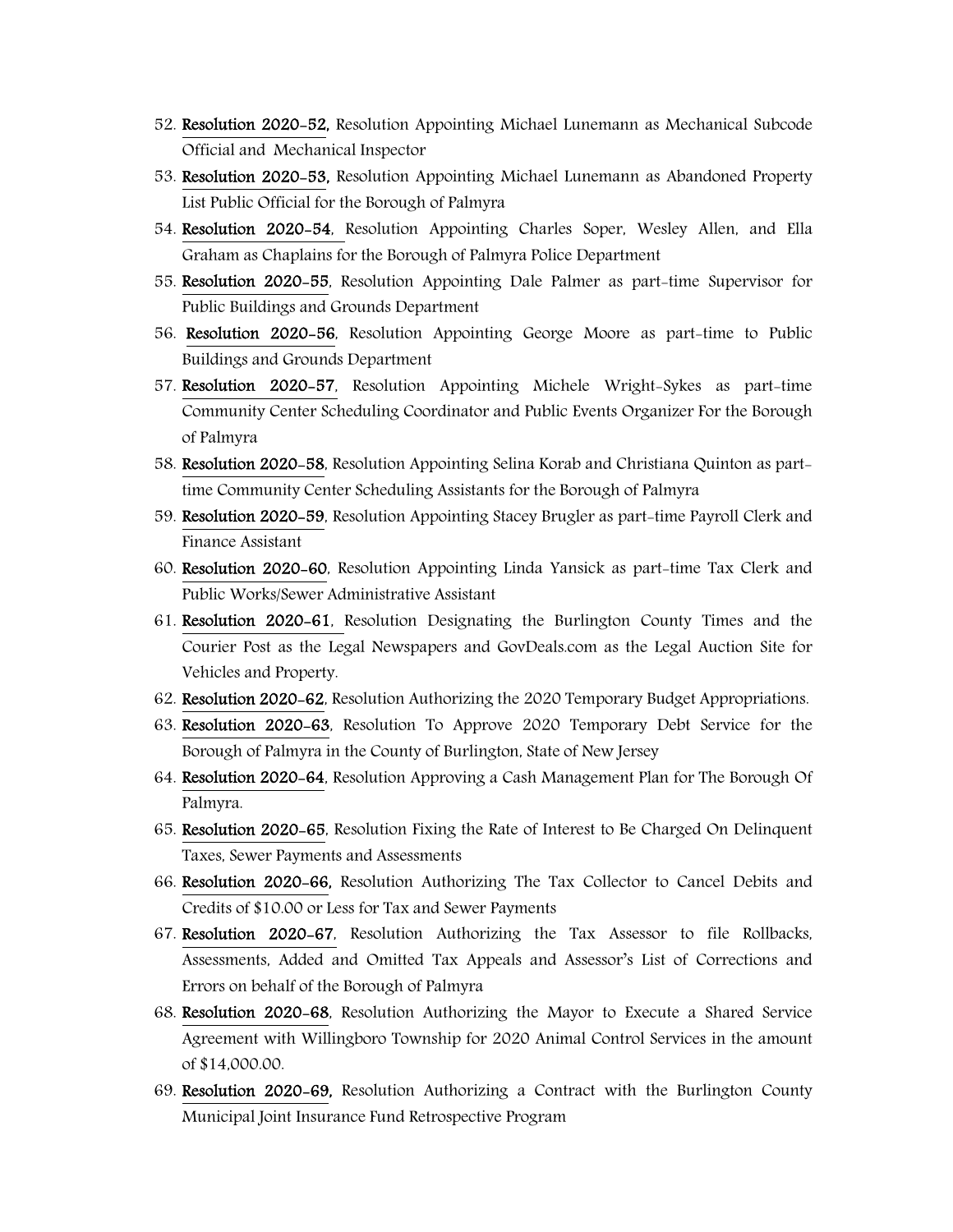52. **Resolution 2020-52,** Resolution Appointing Michael Lunemann as Mechanical Subcode Official and Mechanical Inspector
53. **Resolution 2020-53,** Resolution Appointing Michael Lunemann as Abandoned Property List Public Official for the Borough of Palmyra
54. **Resolution 2020-54**, Resolution Appointing Charles Soper, Wesley Allen, and Ella Graham as Chaplains for the Borough of Palmyra Police Department
55. **Resolution 2020-55**, Resolution Appointing Dale Palmer as part-time Supervisor for Public Buildings and Grounds Department
56. **Resolution 2020-56**, Resolution Appointing George Moore as part-time to Public Buildings and Grounds Department
57. **Resolution 2020-57**, Resolution Appointing Michele Wright-Sykes as part-time Community Center Scheduling Coordinator and Public Events Organizer For the Borough of Palmyra
58. **Resolution 2020-58**, Resolution Appointing Selina Korab and Christiana Quinton as part-time Community Center Scheduling Assistants for the Borough of Palmyra
59. **Resolution 2020-59**, Resolution Appointing Stacey Brugler as part-time Payroll Clerk and Finance Assistant
60. **Resolution 2020-60**, Resolution Appointing Linda Yansick as part-time Tax Clerk and Public Works/Sewer Administrative Assistant
61. **Resolution 2020-61**, Resolution Designating the Burlington County Times and the Courier Post as the Legal Newspapers and GovDeals.com as the Legal Auction Site for Vehicles and Property.
62. **Resolution 2020-62**, Resolution Authorizing the 2020 Temporary Budget Appropriations.
63. **Resolution 2020-63**, Resolution To Approve 2020 Temporary Debt Service for the Borough of Palmyra in the County of Burlington, State of New Jersey
64. **Resolution 2020-64**, Resolution Approving a Cash Management Plan for The Borough Of Palmyra.
65. **Resolution 2020-65**, Resolution Fixing the Rate of Interest to Be Charged On Delinquent Taxes, Sewer Payments and Assessments
66. **Resolution 2020-66,** Resolution Authorizing The Tax Collector to Cancel Debits and Credits of $10.00 or Less for Tax and Sewer Payments
67. **Resolution 2020-67**, Resolution Authorizing the Tax Assessor to file Rollbacks, Assessments, Added and Omitted Tax Appeals and Assessor's List of Corrections and Errors on behalf of the Borough of Palmyra
68. **Resolution 2020-68**, Resolution Authorizing the Mayor to Execute a Shared Service Agreement with Willingboro Township for 2020 Animal Control Services in the amount of $14,000.00.
69. **Resolution 2020-69,** Resolution Authorizing a Contract with the Burlington County Municipal Joint Insurance Fund Retrospective Program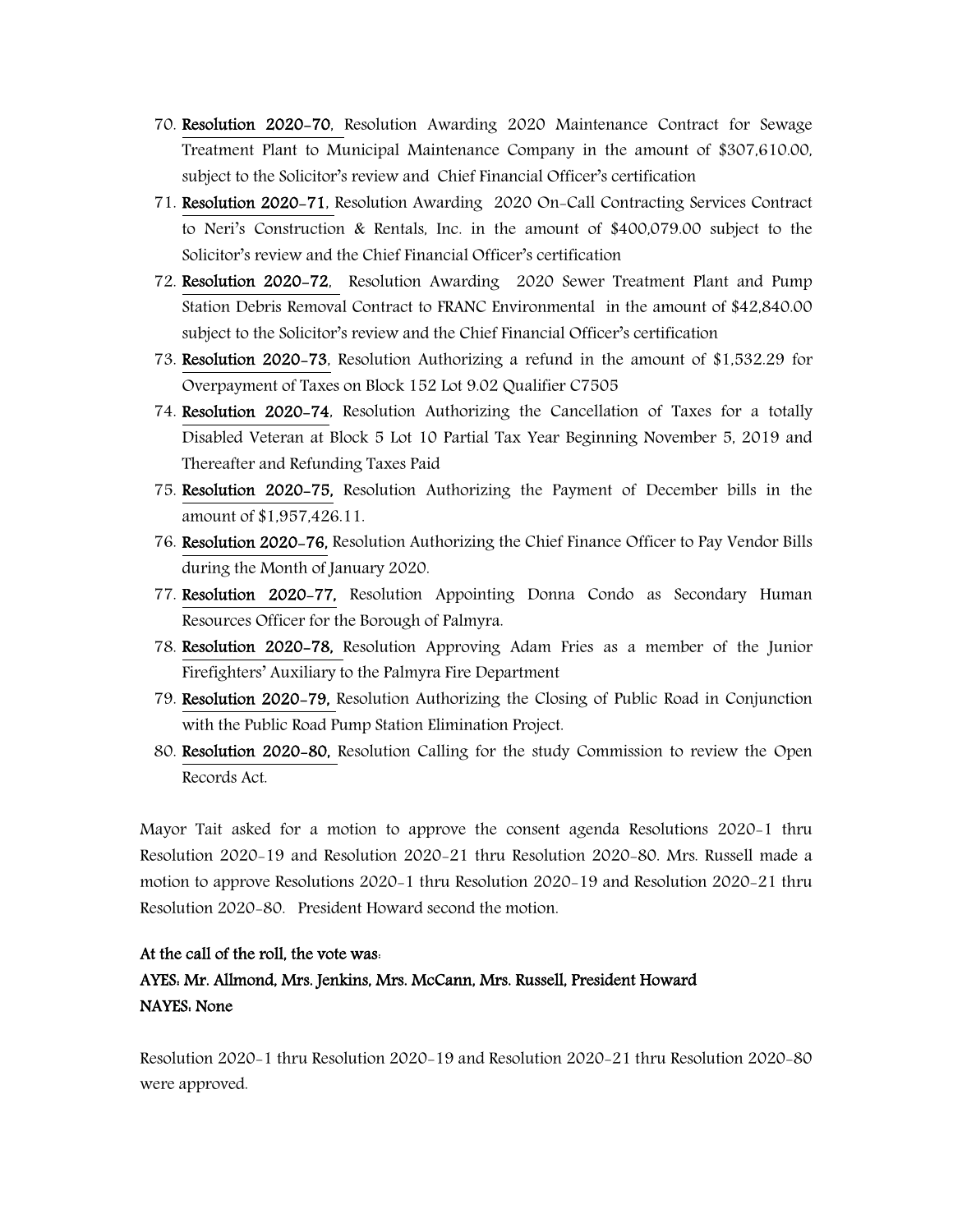70. **Resolution 2020-70**, Resolution Awarding 2020 Maintenance Contract for Sewage Treatment Plant to Municipal Maintenance Company in the amount of $307,610.00, subject to the Solicitor's review and Chief Financial Officer's certification
71. **Resolution 2020-71**, Resolution Awarding 2020 On-Call Contracting Services Contract to Neri's Construction & Rentals, Inc. in the amount of $400,079.00 subject to the Solicitor's review and the Chief Financial Officer's certification
72. **Resolution 2020-72**, Resolution Awarding 2020 Sewer Treatment Plant and Pump Station Debris Removal Contract to FRANC Environmental in the amount of $42,840.00 subject to the Solicitor's review and the Chief Financial Officer's certification
73. **Resolution 2020-73**, Resolution Authorizing a refund in the amount of $1,532.29 for Overpayment of Taxes on Block 152 Lot 9.02 Qualifier C7505
74. **Resolution 2020-74**, Resolution Authorizing the Cancellation of Taxes for a totally Disabled Veteran at Block 5 Lot 10 Partial Tax Year Beginning November 5, 2019 and Thereafter and Refunding Taxes Paid
75. **Resolution 2020-75,** Resolution Authorizing the Payment of December bills in the amount of $1,957,426.11.
76. **Resolution 2020-76,** Resolution Authorizing the Chief Finance Officer to Pay Vendor Bills during the Month of January 2020.
77. **Resolution 2020-77,** Resolution Appointing Donna Condo as Secondary Human Resources Officer for the Borough of Palmyra.
78. **Resolution 2020-78,** Resolution Approving Adam Fries as a member of the Junior Firefighters' Auxiliary to the Palmyra Fire Department
79. **Resolution 2020-79,** Resolution Authorizing the Closing of Public Road in Conjunction with the Public Road Pump Station Elimination Project.
80. **Resolution 2020-80,** Resolution Calling for the study Commission to review the Open Records Act.

Mayor Tait asked for a motion to approve the consent agenda Resolutions 2020-1 thru Resolution 2020-19 and Resolution 2020-21 thru Resolution 2020-80. Mrs. Russell made a motion to approve Resolutions 2020-1 thru Resolution 2020-19 and Resolution 2020-21 thru Resolution 2020-80. President Howard second the motion.

**At the call of the roll, the vote was:**

**AYES: Mr. Allmond, Mrs. Jenkins, Mrs. McCann, Mrs. Russell, President Howard**

**NAYES: None**

Resolution 2020-1 thru Resolution 2020-19 and Resolution 2020-21 thru Resolution 2020-80 were approved.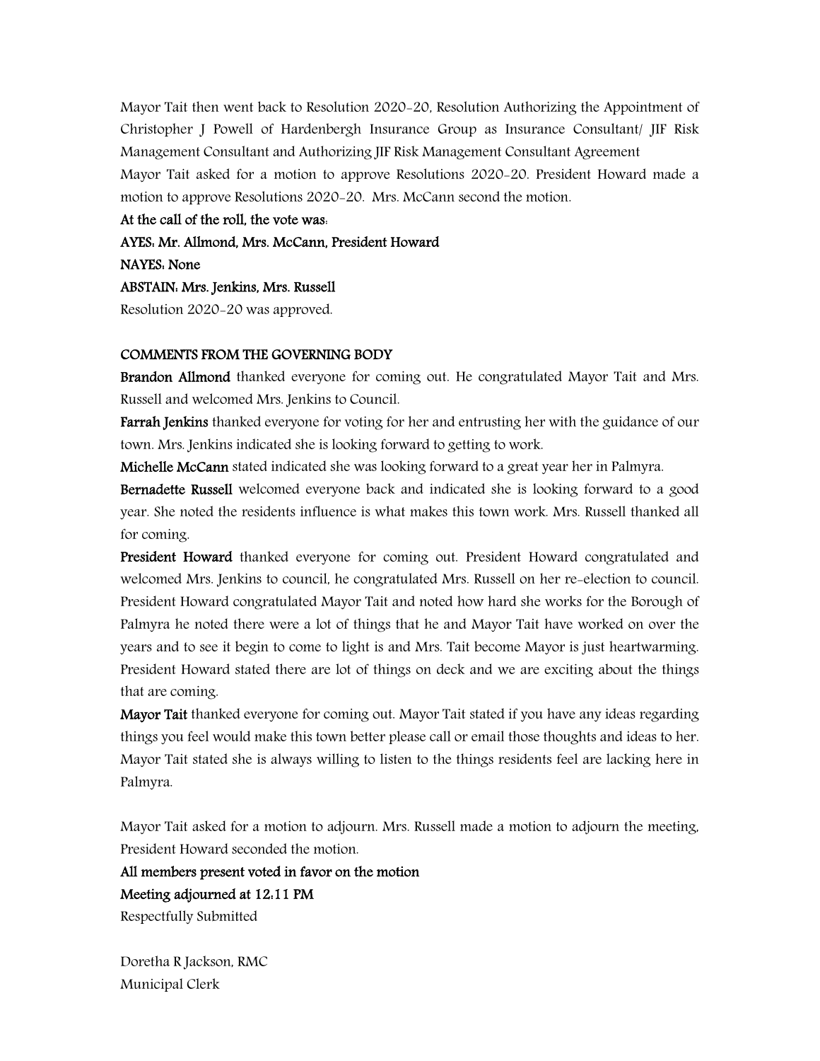Mayor Tait then went back to Resolution 2020-20, Resolution Authorizing the Appointment of Christopher J Powell of Hardenbergh Insurance Group as Insurance Consultant/ JIF Risk Management Consultant and Authorizing JIF Risk Management Consultant Agreement

Mayor Tait asked for a motion to approve Resolutions 2020-20. President Howard made a motion to approve Resolutions 2020-20. Mrs. McCann second the motion.

**At the call of the roll, the vote was:**

**AYES: Mr. Allmond, Mrs. McCann, President Howard**

**NAYES: None**

**ABSTAIN: Mrs. Jenkins, Mrs. Russell**

Resolution 2020-20 was approved.

**COMMENTS FROM THE GOVERNING BODY**

**Brandon Allmond** thanked everyone for coming out. He congratulated Mayor Tait and Mrs. Russell and welcomed Mrs. Jenkins to Council.

**Farrah Jenkins** thanked everyone for voting for her and entrusting her with the guidance of our town. Mrs. Jenkins indicated she is looking forward to getting to work.

**Michelle McCann** stated indicated she was looking forward to a great year her in Palmyra.

**Bernadette Russell** welcomed everyone back and indicated she is looking forward to a good year. She noted the residents influence is what makes this town work. Mrs. Russell thanked all for coming.

**President Howard** thanked everyone for coming out. President Howard congratulated and welcomed Mrs. Jenkins to council, he congratulated Mrs. Russell on her re-election to council. President Howard congratulated Mayor Tait and noted how hard she works for the Borough of Palmyra he noted there were a lot of things that he and Mayor Tait have worked on over the years and to see it begin to come to light is and Mrs. Tait become Mayor is just heartwarming. President Howard stated there are lot of things on deck and we are exciting about the things that are coming.

**Mayor Tait** thanked everyone for coming out. Mayor Tait stated if you have any ideas regarding things you feel would make this town better please call or email those thoughts and ideas to her. Mayor Tait stated she is always willing to listen to the things residents feel are lacking here in Palmyra.

Mayor Tait asked for a motion to adjourn. Mrs. Russell made a motion to adjourn the meeting, President Howard seconded the motion.

**All members present voted in favor on the motion**

**Meeting adjourned at 12:11 PM**

Respectfully Submitted

Doretha R Jackson, RMC
Municipal Clerk